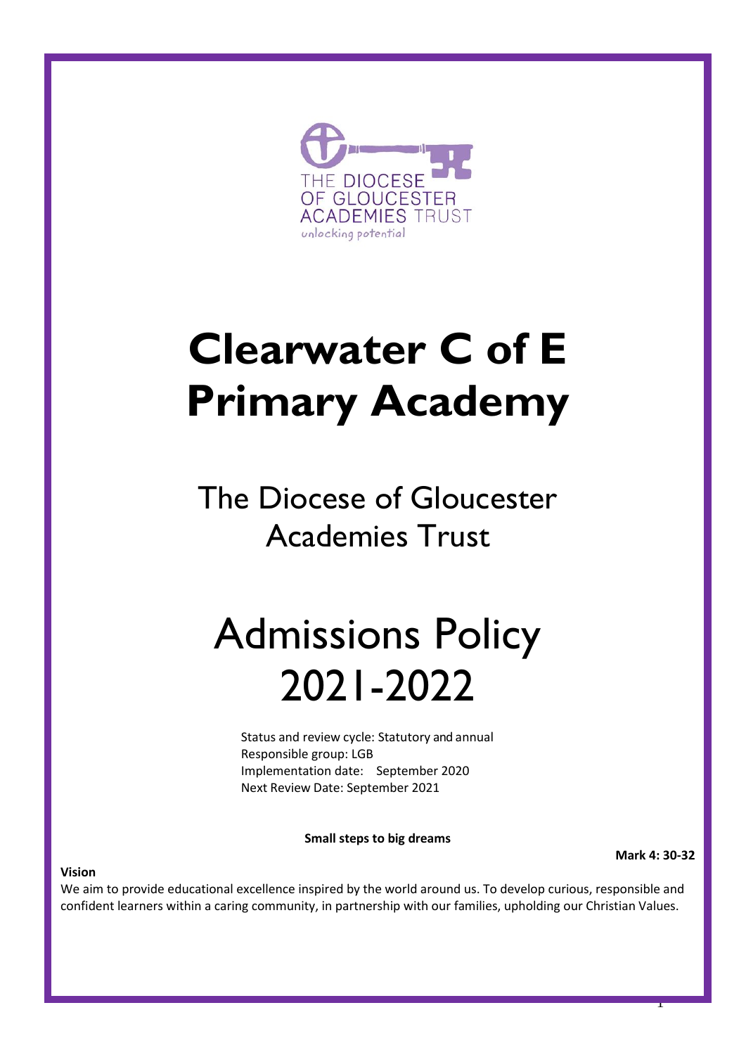THE DIOCESE OF GLOUCESTER ACADEMIES TRUST

*unlocking potential*

# Clearwater C of E Primary Academy

## The Diocese of Gloucester Academies Trust

# Admissions Policy 2021-2022

Status and review cycle: Statutory and annual
Responsible group: LGB
Implementation date: September 2020
Next Review Date: September 2021

**Small steps to big dreams**

**Mark 4: 30-32**

**Vision**

We aim to provide educational excellence inspired by the world around us. To develop curious, responsible and confident learners within a caring community, in partnership with our families, upholding our Christian Values.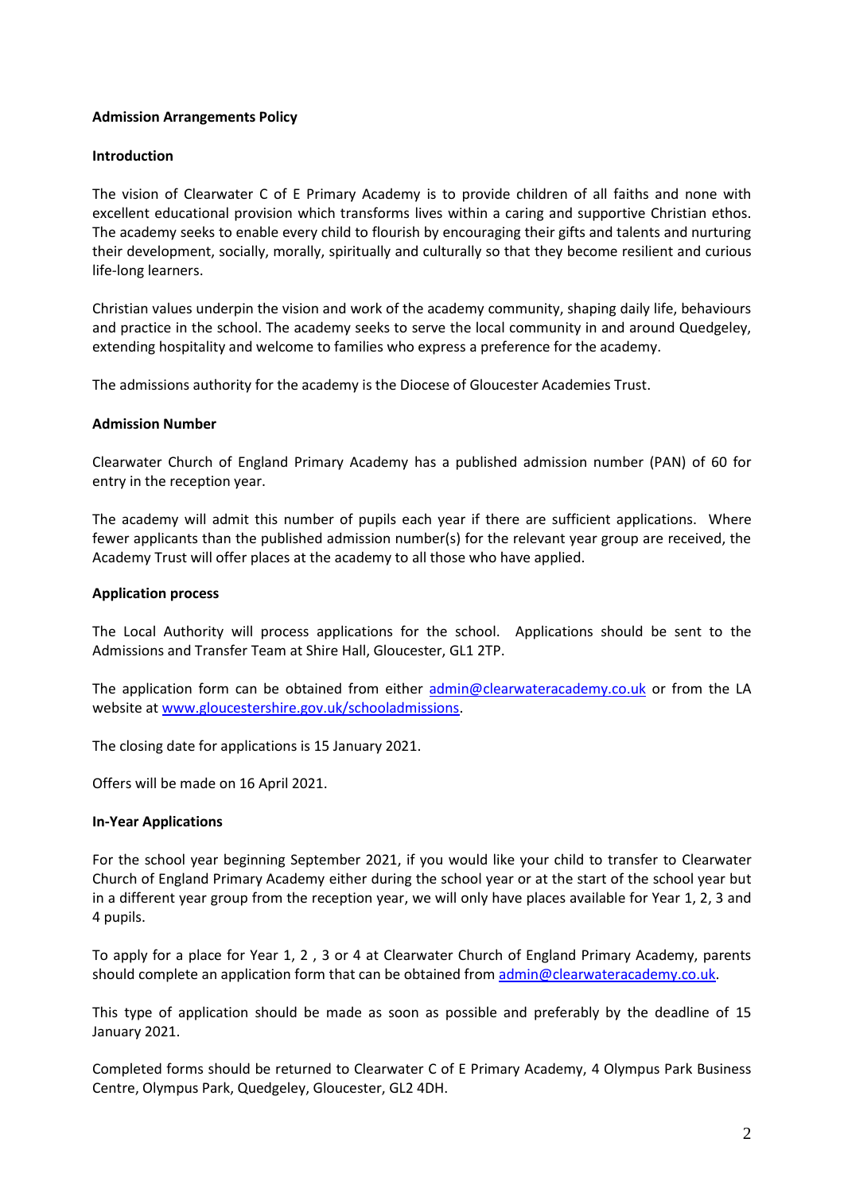**Admission Arrangements Policy**

**Introduction**

The vision of Clearwater C of E Primary Academy is to provide children of all faiths and none with excellent educational provision which transforms lives within a caring and supportive Christian ethos. The academy seeks to enable every child to flourish by encouraging their gifts and talents and nurturing their development, socially, morally, spiritually and culturally so that they become resilient and curious life-long learners.

Christian values underpin the vision and work of the academy community, shaping daily life, behaviours and practice in the school. The academy seeks to serve the local community in and around Quedgeley, extending hospitality and welcome to families who express a preference for the academy.

The admissions authority for the academy is the Diocese of Gloucester Academies Trust.

**Admission Number**

Clearwater Church of England Primary Academy has a published admission number (PAN) of 60 for entry in the reception year.

The academy will admit this number of pupils each year if there are sufficient applications. Where fewer applicants than the published admission number(s) for the relevant year group are received, the Academy Trust will offer places at the academy to all those who have applied.

**Application process**

The Local Authority will process applications for the school. Applications should be sent to the Admissions and Transfer Team at Shire Hall, Gloucester, GL1 2TP.

The application form can be obtained from either admin@clearwateracademy.co.uk or from the LA website at www.gloucestershire.gov.uk/schooladmissions.

The closing date for applications is 15 January 2021.

Offers will be made on 16 April 2021.

**In-Year Applications**

For the school year beginning September 2021, if you would like your child to transfer to Clearwater Church of England Primary Academy either during the school year or at the start of the school year but in a different year group from the reception year, we will only have places available for Year 1, 2, 3 and 4 pupils.

To apply for a place for Year 1, 2 , 3 or 4 at Clearwater Church of England Primary Academy, parents should complete an application form that can be obtained from admin@clearwateracademy.co.uk.

This type of application should be made as soon as possible and preferably by the deadline of 15 January 2021.

Completed forms should be returned to Clearwater C of E Primary Academy, 4 Olympus Park Business Centre, Olympus Park, Quedgeley, Gloucester, GL2 4DH.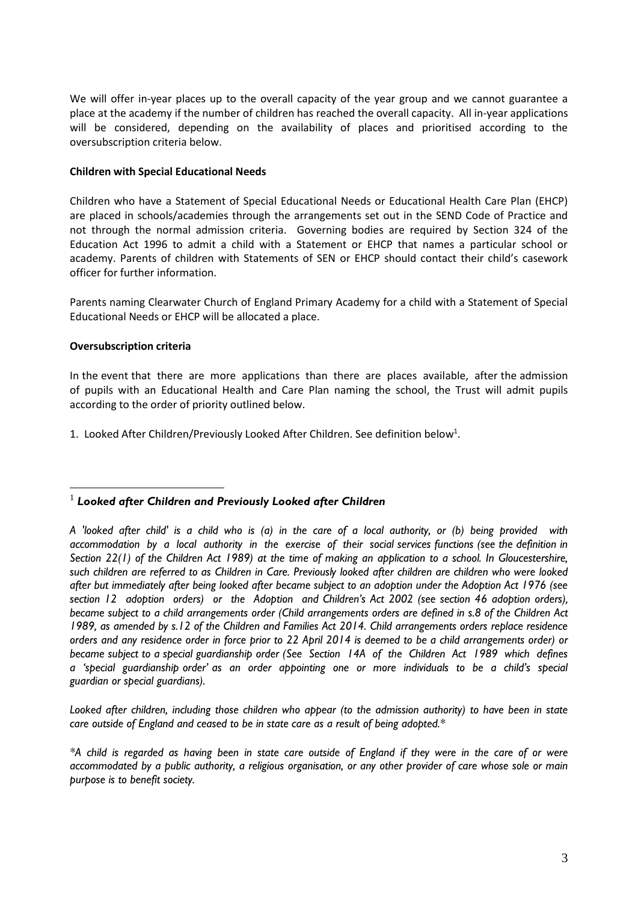We will offer in-year places up to the overall capacity of the year group and we cannot guarantee a place at the academy if the number of children has reached the overall capacity. All in-year applications will be considered, depending on the availability of places and prioritised according to the oversubscription criteria below.

**Children with Special Educational Needs**

Children who have a Statement of Special Educational Needs or Educational Health Care Plan (EHCP) are placed in schools/academies through the arrangements set out in the SEND Code of Practice and not through the normal admission criteria. Governing bodies are required by Section 324 of the Education Act 1996 to admit a child with a Statement or EHCP that names a particular school or academy. Parents of children with Statements of SEN or EHCP should contact their child's casework officer for further information.

Parents naming Clearwater Church of England Primary Academy for a child with a Statement of Special Educational Needs or EHCP will be allocated a place.

**Oversubscription criteria**

In the event that there are more applications than there are places available, after the admission of pupils with an Educational Health and Care Plan naming the school, the Trust will admit pupils according to the order of priority outlined below.

1. Looked After Children/Previously Looked After Children. See definition below[1].

---

[1] ***Looked after Children and Previously Looked after Children***

*A 'looked after child' is a child who is (a) in the care of a local authority, or (b) being provided with accommodation by a local authority in the exercise of their social services functions (see the definition in Section 22(1) of the Children Act 1989) at the time of making an application to a school. In Gloucestershire, such children are referred to as Children in Care. Previously looked after children are children who were looked after but immediately after being looked after became subject to an adoption under the Adoption Act 1976 (see section 12 adoption orders) or the Adoption and Children's Act 2002 (see section 46 adoption orders), became subject to a child arrangements order (Child arrangements orders are defined in s.8 of the Children Act 1989, as amended by s.12 of the Children and Families Act 2014. Child arrangements orders replace residence orders and any residence order in force prior to 22 April 2014 is deemed to be a child arrangements order) or became subject to a special guardianship order (See Section 14A of the Children Act 1989 which defines a 'special guardianship order' as an order appointing one or more individuals to be a child's special guardian or special guardians).*

*Looked after children, including those children who appear (to the admission authority) to have been in state care outside of England and ceased to be in state care as a result of being adopted.**

**A child is regarded as having been in state care outside of England if they were in the care of or were accommodated by a public authority, a religious organisation, or any other provider of care whose sole or main purpose is to benefit society.*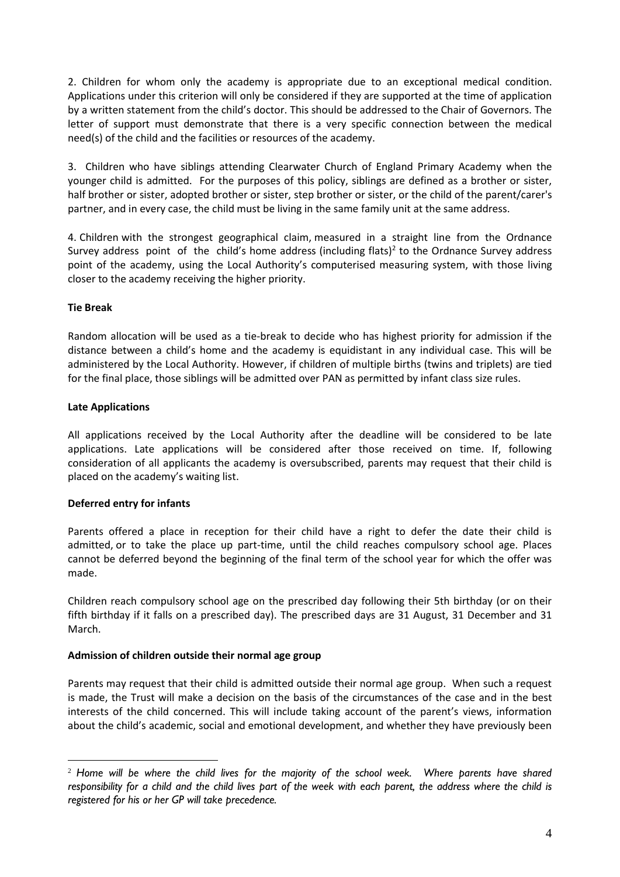2. Children for whom only the academy is appropriate due to an exceptional medical condition. Applications under this criterion will only be considered if they are supported at the time of application by a written statement from the child's doctor. This should be addressed to the Chair of Governors. The letter of support must demonstrate that there is a very specific connection between the medical need(s) of the child and the facilities or resources of the academy.

3. Children who have siblings attending Clearwater Church of England Primary Academy when the younger child is admitted. For the purposes of this policy, siblings are defined as a brother or sister, half brother or sister, adopted brother or sister, step brother or sister, or the child of the parent/carer's partner, and in every case, the child must be living in the same family unit at the same address.

4. Children with the strongest geographical claim, measured in a straight line from the Ordnance Survey address point of the child's home address (including flats)[2] to the Ordnance Survey address point of the academy, using the Local Authority's computerised measuring system, with those living closer to the academy receiving the higher priority.

**Tie Break**

Random allocation will be used as a tie-break to decide who has highest priority for admission if the distance between a child's home and the academy is equidistant in any individual case. This will be administered by the Local Authority. However, if children of multiple births (twins and triplets) are tied for the final place, those siblings will be admitted over PAN as permitted by infant class size rules.

**Late Applications**

All applications received by the Local Authority after the deadline will be considered to be late applications. Late applications will be considered after those received on time. If, following consideration of all applicants the academy is oversubscribed, parents may request that their child is placed on the academy's waiting list.

**Deferred entry for infants**

Parents offered a place in reception for their child have a right to defer the date their child is admitted, or to take the place up part-time, until the child reaches compulsory school age. Places cannot be deferred beyond the beginning of the final term of the school year for which the offer was made.

Children reach compulsory school age on the prescribed day following their 5th birthday (or on their fifth birthday if it falls on a prescribed day). The prescribed days are 31 August, 31 December and 31 March.

**Admission of children outside their normal age group**

Parents may request that their child is admitted outside their normal age group. When such a request is made, the Trust will make a decision on the basis of the circumstances of the case and in the best interests of the child concerned. This will include taking account of the parent's views, information about the child's academic, social and emotional development, and whether they have previously been

---

[2] *Home will be where the child lives for the majority of the school week. Where parents have shared responsibility for a child and the child lives part of the week with each parent, the address where the child is registered for his or her GP will take precedence.*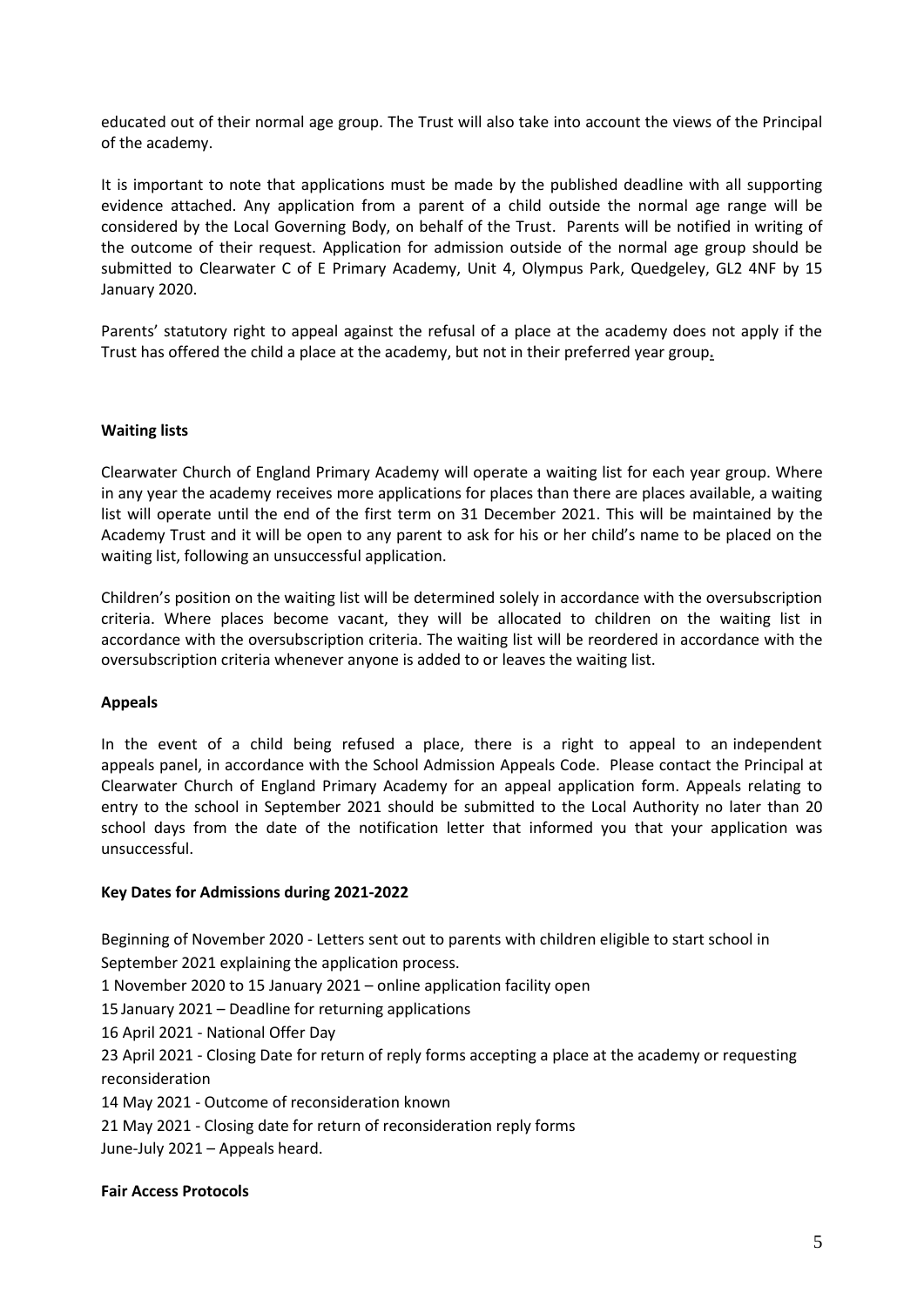educated out of their normal age group. The Trust will also take into account the views of the Principal of the academy.

It is important to note that applications must be made by the published deadline with all supporting evidence attached. Any application from a parent of a child outside the normal age range will be considered by the Local Governing Body, on behalf of the Trust. Parents will be notified in writing of the outcome of their request. Application for admission outside of the normal age group should be submitted to Clearwater C of E Primary Academy, Unit 4, Olympus Park, Quedgeley, GL2 4NF by 15 January 2020.

Parents' statutory right to appeal against the refusal of a place at the academy does not apply if the Trust has offered the child a place at the academy, but not in their preferred year group.

**Waiting lists**

Clearwater Church of England Primary Academy will operate a waiting list for each year group. Where in any year the academy receives more applications for places than there are places available, a waiting list will operate until the end of the first term on 31 December 2021. This will be maintained by the Academy Trust and it will be open to any parent to ask for his or her child's name to be placed on the waiting list, following an unsuccessful application.

Children's position on the waiting list will be determined solely in accordance with the oversubscription criteria. Where places become vacant, they will be allocated to children on the waiting list in accordance with the oversubscription criteria. The waiting list will be reordered in accordance with the oversubscription criteria whenever anyone is added to or leaves the waiting list.

**Appeals**

In the event of a child being refused a place, there is a right to appeal to an independent appeals panel, in accordance with the School Admission Appeals Code. Please contact the Principal at Clearwater Church of England Primary Academy for an appeal application form. Appeals relating to entry to the school in September 2021 should be submitted to the Local Authority no later than 20 school days from the date of the notification letter that informed you that your application was unsuccessful.

**Key Dates for Admissions during 2021-2022**

Beginning of November 2020 - Letters sent out to parents with children eligible to start school in September 2021 explaining the application process.

1 November 2020 to 15 January 2021 – online application facility open

15 January 2021 – Deadline for returning applications

16 April 2021 - National Offer Day

23 April 2021 - Closing Date for return of reply forms accepting a place at the academy or requesting reconsideration

14 May 2021 - Outcome of reconsideration known

21 May 2021 - Closing date for return of reconsideration reply forms

June-July 2021 – Appeals heard.

**Fair Access Protocols**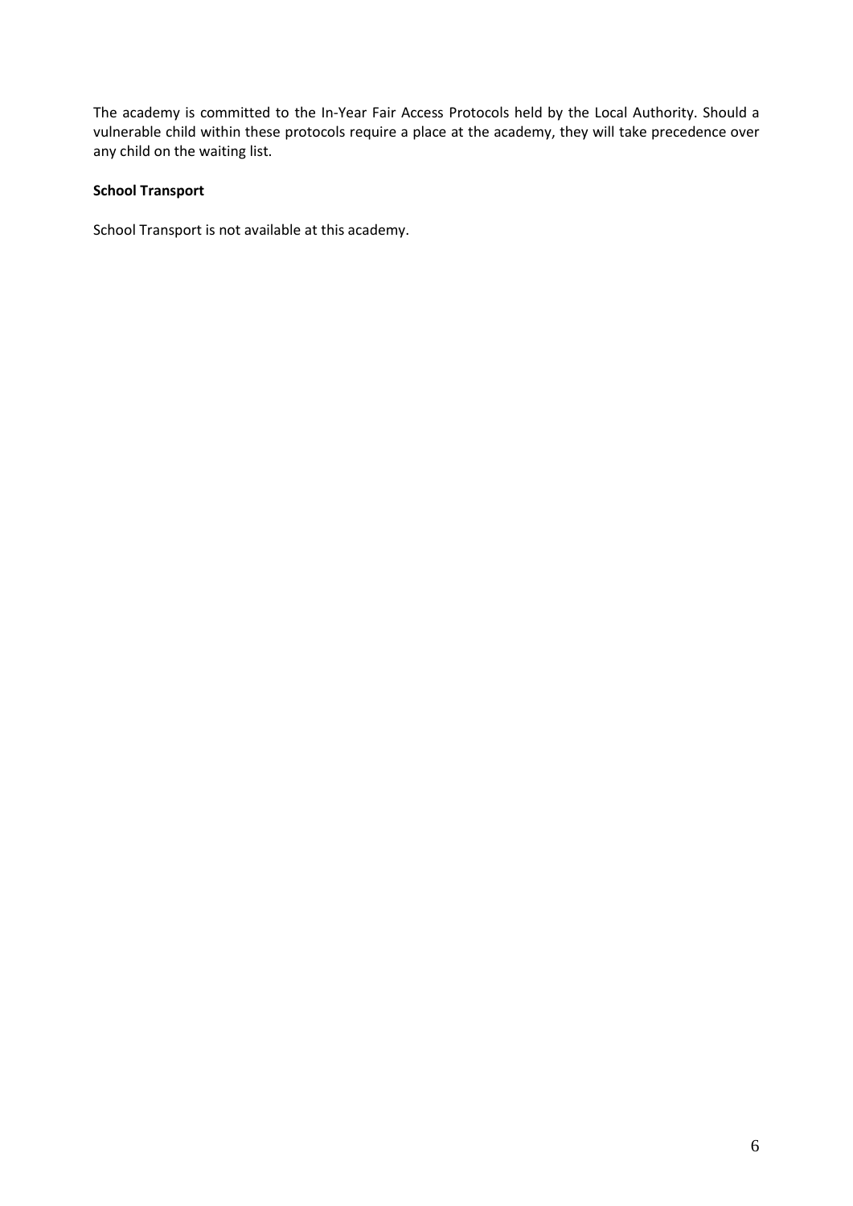The academy is committed to the In-Year Fair Access Protocols held by the Local Authority. Should a vulnerable child within these protocols require a place at the academy, they will take precedence over any child on the waiting list.

**School Transport**

School Transport is not available at this academy.